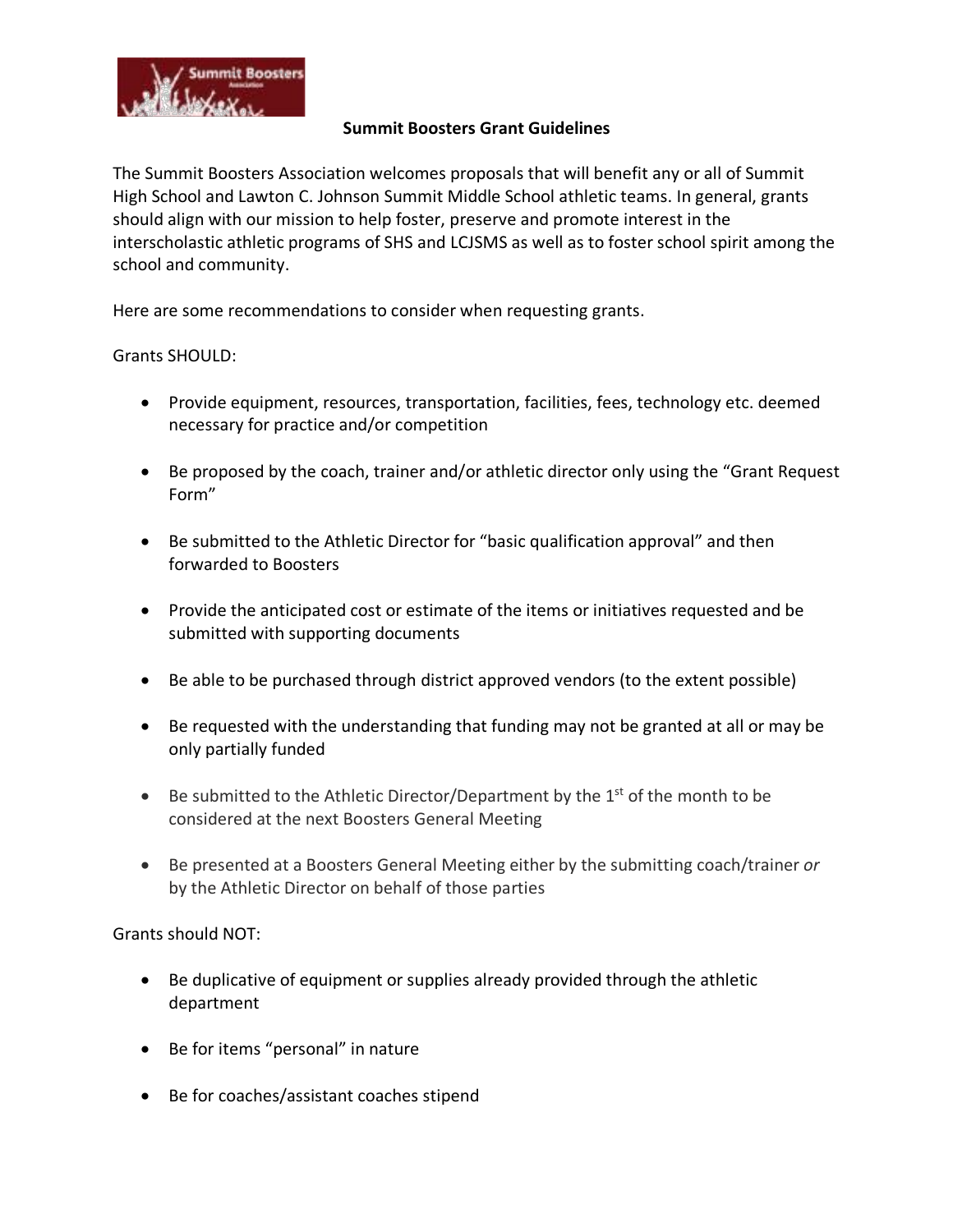# Summit Boosters Grant Guidelines

The Summit Boosters Association welcomes proposals that will benefit any or all of Summit High School and Lawton C. Johnson Summit Middle School athletic teams. In general, grants should align with our mission to help foster, preserve and promote interest in the interscholastic athletic programs of SHS and LCJSMS as well as to foster school spirit among the school and community.

Here are some recommendations to consider when requesting grants.

Grants SHOULD:

- Provide equipment, resources, transportation, facilities, fees, technology etc. deemed necessary for practice and/or competition
- Be proposed by the coach, trainer and/or athletic director only using the "Grant Request Form"
- Be submitted to the Athletic Director for "basic qualification approval" and then forwarded to Boosters
- Provide the anticipated cost or estimate of the items or initiatives requested and be submitted with supporting documents
- Be able to be purchased through district approved vendors (to the extent possible)
- Be requested with the understanding that funding may not be granted at all or may be only partially funded
- Be submitted to the Athletic Director/Department by the 1st of the month to be considered at the next Boosters General Meeting
- Be presented at a Boosters General Meeting either by the submitting coach/trainer *or* by the Athletic Director on behalf of those parties

Grants should NOT:

- Be duplicative of equipment or supplies already provided through the athletic department
- Be for items "personal" in nature
- Be for coaches/assistant coaches stipend